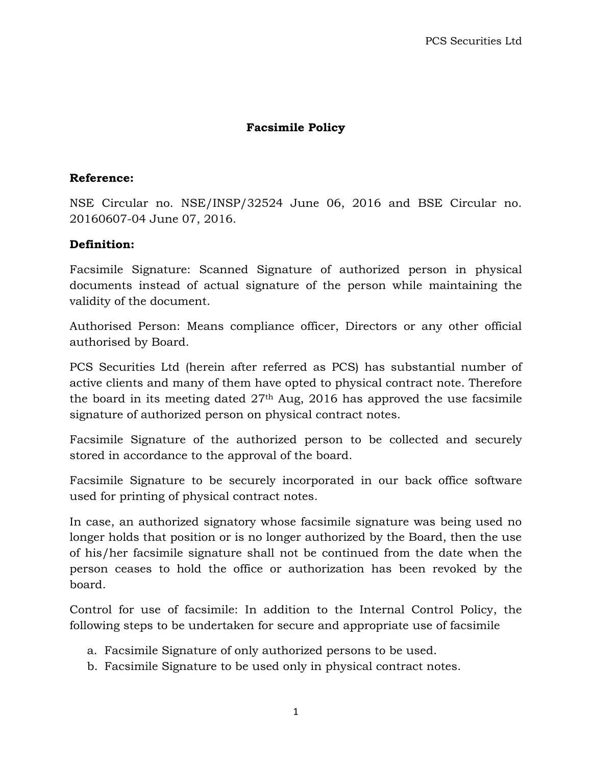# Facsimile Policy

**Reference:**

NSE Circular no. NSE/INSP/32524 June 06, 2016 and BSE Circular no. 20160607-04 June 07, 2016.

**Definition:**

Facsimile Signature: Scanned Signature of authorized person in physical documents instead of actual signature of the person while maintaining the validity of the document.

Authorised Person: Means compliance officer, Directors or any other official authorised by Board.

PCS Securities Ltd (herein after referred as PCS) has substantial number of active clients and many of them have opted to physical contract note. Therefore the board in its meeting dated 27th Aug, 2016 has approved the use facsimile signature of authorized person on physical contract notes.

Facsimile Signature of the authorized person to be collected and securely stored in accordance to the approval of the board.

Facsimile Signature to be securely incorporated in our back office software used for printing of physical contract notes.

In case, an authorized signatory whose facsimile signature was being used no longer holds that position or is no longer authorized by the Board, then the use of his/her facsimile signature shall not be continued from the date when the person ceases to hold the office or authorization has been revoked by the board.

Control for use of facsimile: In addition to the Internal Control Policy, the following steps to be undertaken for secure and appropriate use of facsimile

a. Facsimile Signature of only authorized persons to be used.
b. Facsimile Signature to be used only in physical contract notes.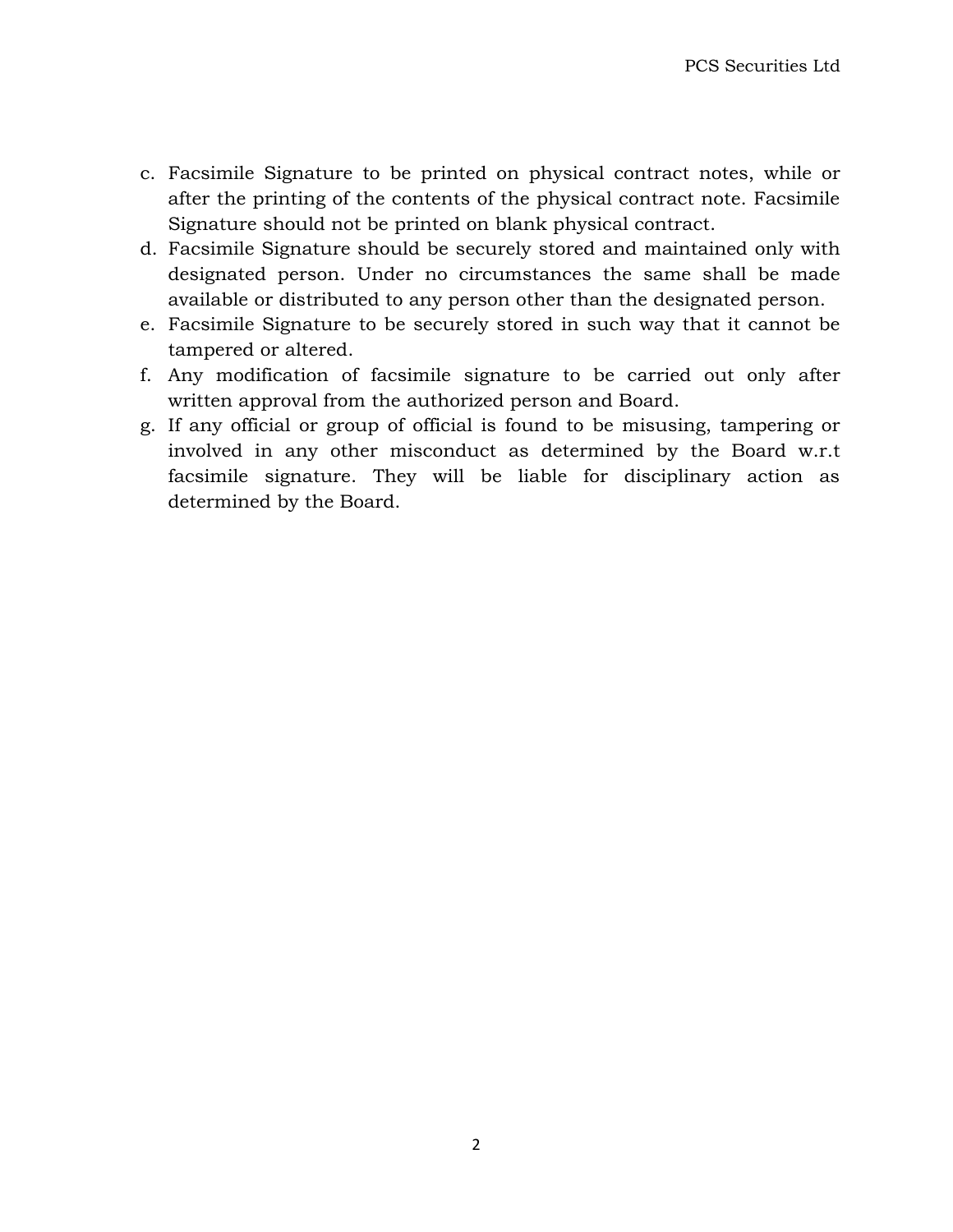c. Facsimile Signature to be printed on physical contract notes, while or after the printing of the contents of the physical contract note. Facsimile Signature should not be printed on blank physical contract.
d. Facsimile Signature should be securely stored and maintained only with designated person. Under no circumstances the same shall be made available or distributed to any person other than the designated person.
e. Facsimile Signature to be securely stored in such way that it cannot be tampered or altered.
f. Any modification of facsimile signature to be carried out only after written approval from the authorized person and Board.
g. If any official or group of official is found to be misusing, tampering or involved in any other misconduct as determined by the Board w.r.t facsimile signature. They will be liable for disciplinary action as determined by the Board.